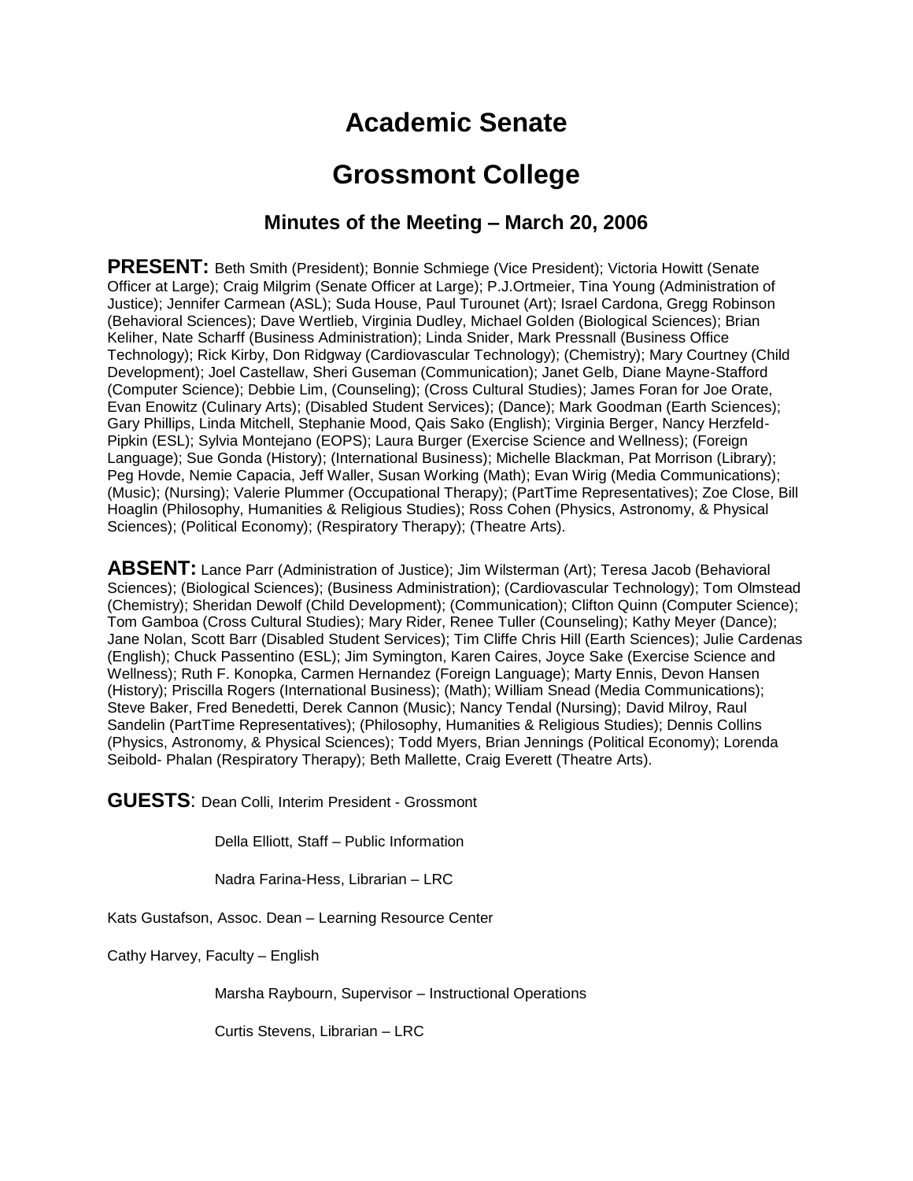# Academic Senate

# Grossmont College

### Minutes of the Meeting – March 20, 2006

**PRESENT:** Beth Smith (President); Bonnie Schmiege (Vice President); Victoria Howitt (Senate Officer at Large); Craig Milgrim (Senate Officer at Large); P.J.Ortmeier, Tina Young (Administration of Justice); Jennifer Carmean (ASL); Suda House, Paul Turounet (Art); Israel Cardona, Gregg Robinson (Behavioral Sciences); Dave Wertlieb, Virginia Dudley, Michael Golden (Biological Sciences); Brian Keliher, Nate Scharff (Business Administration); Linda Snider, Mark Pressnall (Business Office Technology); Rick Kirby, Don Ridgway (Cardiovascular Technology); (Chemistry); Mary Courtney (Child Development); Joel Castellaw, Sheri Guseman (Communication); Janet Gelb, Diane Mayne-Stafford (Computer Science); Debbie Lim, (Counseling); (Cross Cultural Studies); James Foran for Joe Orate, Evan Enowitz (Culinary Arts); (Disabled Student Services); (Dance); Mark Goodman (Earth Sciences); Gary Phillips, Linda Mitchell, Stephanie Mood, Qais Sako (English); Virginia Berger, Nancy Herzfeld-Pipkin (ESL); Sylvia Montejano (EOPS); Laura Burger (Exercise Science and Wellness); (Foreign Language); Sue Gonda (History); (International Business); Michelle Blackman, Pat Morrison (Library); Peg Hovde, Nemie Capacia, Jeff Waller, Susan Working (Math); Evan Wirig (Media Communications); (Music); (Nursing); Valerie Plummer (Occupational Therapy); (PartTime Representatives); Zoe Close, Bill Hoaglin (Philosophy, Humanities & Religious Studies); Ross Cohen (Physics, Astronomy, & Physical Sciences); (Political Economy); (Respiratory Therapy); (Theatre Arts).

**ABSENT:** Lance Parr (Administration of Justice); Jim Wilsterman (Art); Teresa Jacob (Behavioral Sciences); (Biological Sciences); (Business Administration); (Cardiovascular Technology); Tom Olmstead (Chemistry); Sheridan Dewolf (Child Development); (Communication); Clifton Quinn (Computer Science); Tom Gamboa (Cross Cultural Studies); Mary Rider, Renee Tuller (Counseling); Kathy Meyer (Dance); Jane Nolan, Scott Barr (Disabled Student Services); Tim Cliffe Chris Hill (Earth Sciences); Julie Cardenas (English); Chuck Passentino (ESL); Jim Symington, Karen Caires, Joyce Sake (Exercise Science and Wellness); Ruth F. Konopka, Carmen Hernandez (Foreign Language); Marty Ennis, Devon Hansen (History); Priscilla Rogers (International Business); (Math); William Snead (Media Communications); Steve Baker, Fred Benedetti, Derek Cannon (Music); Nancy Tendal (Nursing); David Milroy, Raul Sandelin (PartTime Representatives); (Philosophy, Humanities & Religious Studies); Dennis Collins (Physics, Astronomy, & Physical Sciences); Todd Myers, Brian Jennings (Political Economy); Lorenda Seibold- Phalan (Respiratory Therapy); Beth Mallette, Craig Everett (Theatre Arts).

**GUESTS**: Dean Colli, Interim President - Grossmont

Della Elliott, Staff – Public Information

Nadra Farina-Hess, Librarian – LRC

Kats Gustafson, Assoc. Dean – Learning Resource Center

Cathy Harvey, Faculty – English

Marsha Raybourn, Supervisor – Instructional Operations

Curtis Stevens, Librarian – LRC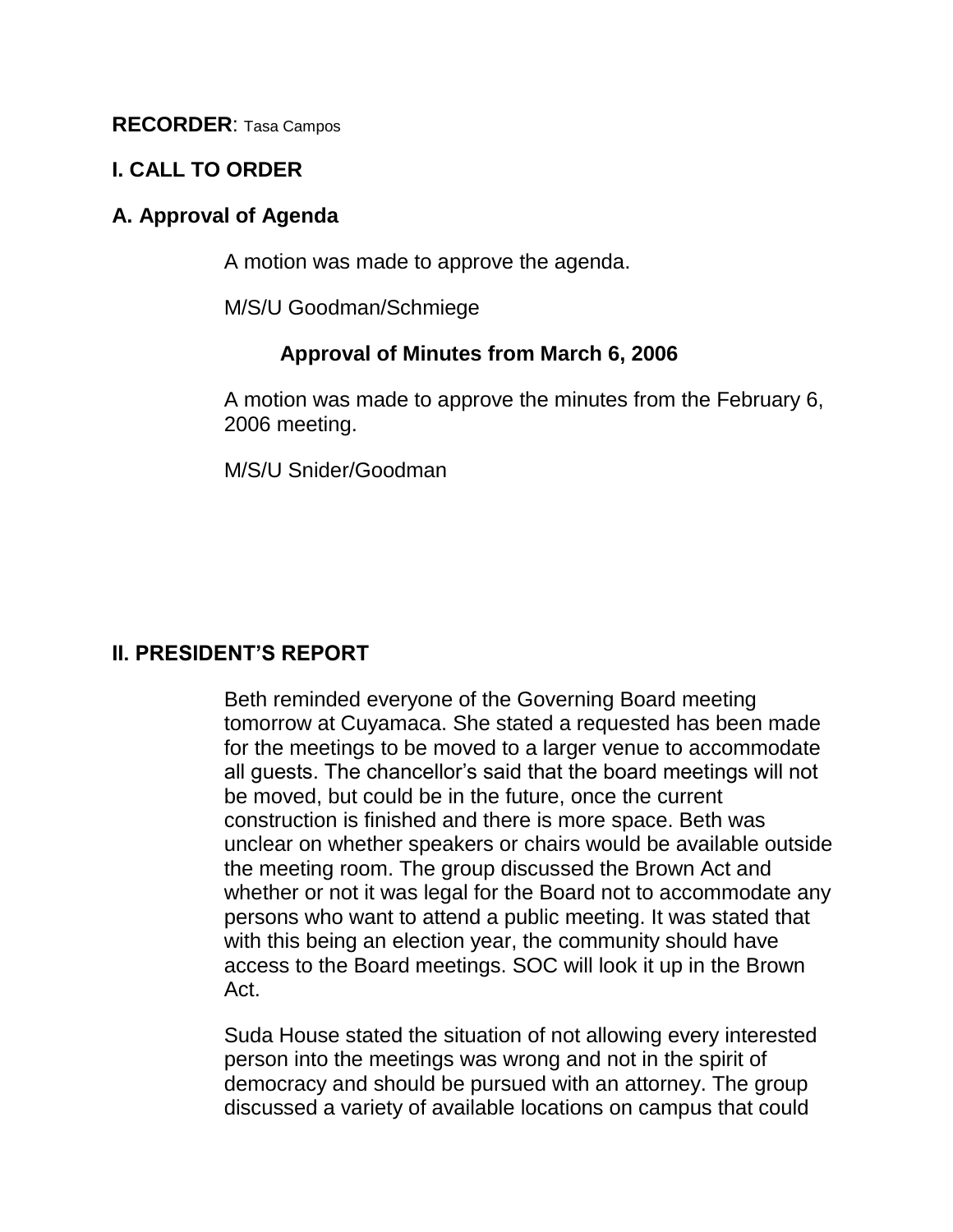**RECORDER**: Tasa Campos

## I. CALL TO ORDER

### A. Approval of Agenda

A motion was made to approve the agenda.

M/S/U Goodman/Schmiege

### Approval of Minutes from March 6, 2006

A motion was made to approve the minutes from the February 6, 2006 meeting.

M/S/U Snider/Goodman

## II. PRESIDENT'S REPORT

Beth reminded everyone of the Governing Board meeting tomorrow at Cuyamaca. She stated a requested has been made for the meetings to be moved to a larger venue to accommodate all guests. The chancellor's said that the board meetings will not be moved, but could be in the future, once the current construction is finished and there is more space. Beth was unclear on whether speakers or chairs would be available outside the meeting room. The group discussed the Brown Act and whether or not it was legal for the Board not to accommodate any persons who want to attend a public meeting. It was stated that with this being an election year, the community should have access to the Board meetings. SOC will look it up in the Brown Act.

Suda House stated the situation of not allowing every interested person into the meetings was wrong and not in the spirit of democracy and should be pursued with an attorney. The group discussed a variety of available locations on campus that could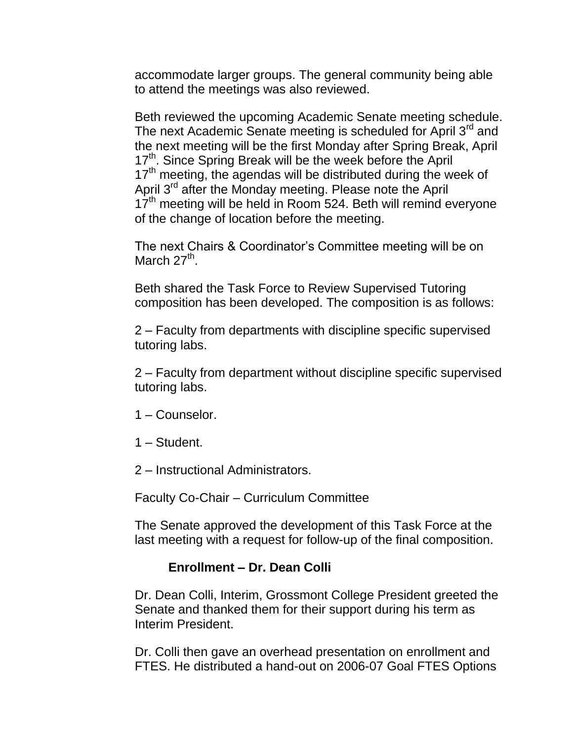accommodate larger groups. The general community being able to attend the meetings was also reviewed.

Beth reviewed the upcoming Academic Senate meeting schedule. The next Academic Senate meeting is scheduled for April 3rd and the next meeting will be the first Monday after Spring Break, April 17th. Since Spring Break will be the week before the April 17th meeting, the agendas will be distributed during the week of April 3rd after the Monday meeting. Please note the April 17th meeting will be held in Room 524. Beth will remind everyone of the change of location before the meeting.

The next Chairs & Coordinator's Committee meeting will be on March 27th.

Beth shared the Task Force to Review Supervised Tutoring composition has been developed. The composition is as follows:

2 – Faculty from departments with discipline specific supervised tutoring labs.

2 – Faculty from department without discipline specific supervised tutoring labs.

1 – Counselor.

1 – Student.

2 – Instructional Administrators.

Faculty Co-Chair – Curriculum Committee

The Senate approved the development of this Task Force at the last meeting with a request for follow-up of the final composition.

**Enrollment – Dr. Dean Colli**

Dr. Dean Colli, Interim, Grossmont College President greeted the Senate and thanked them for their support during his term as Interim President.

Dr. Colli then gave an overhead presentation on enrollment and FTES. He distributed a hand-out on 2006-07 Goal FTES Options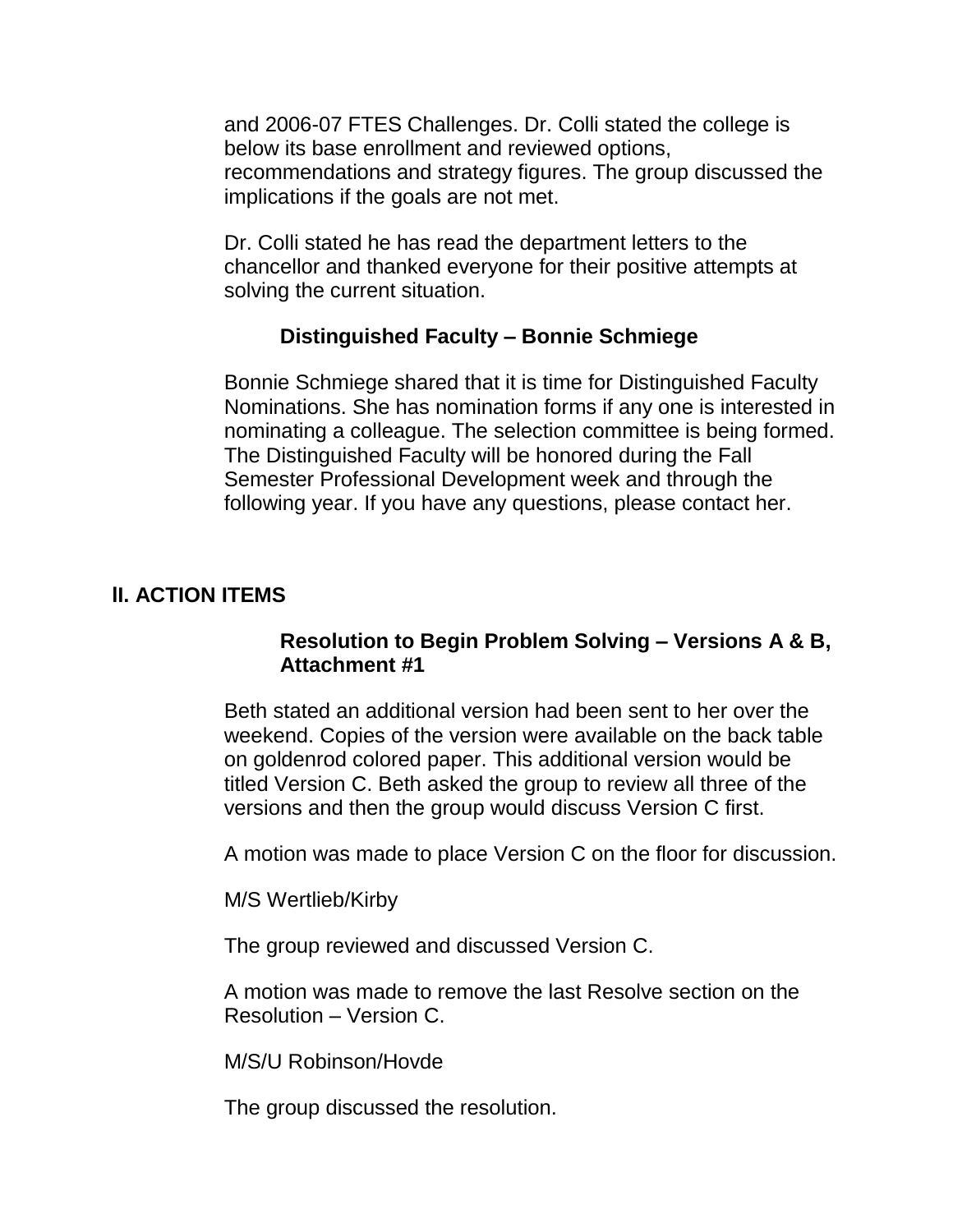and 2006-07 FTES Challenges. Dr. Colli stated the college is below its base enrollment and reviewed options, recommendations and strategy figures. The group discussed the implications if the goals are not met.

Dr. Colli stated he has read the department letters to the chancellor and thanked everyone for their positive attempts at solving the current situation.

**Distinguished Faculty – Bonnie Schmiege**

Bonnie Schmiege shared that it is time for Distinguished Faculty Nominations. She has nomination forms if any one is interested in nominating a colleague. The selection committee is being formed. The Distinguished Faculty will be honored during the Fall Semester Professional Development week and through the following year. If you have any questions, please contact her.

## II. ACTION ITEMS

**Resolution to Begin Problem Solving – Versions A & B, Attachment #1**

Beth stated an additional version had been sent to her over the weekend. Copies of the version were available on the back table on goldenrod colored paper. This additional version would be titled Version C. Beth asked the group to review all three of the versions and then the group would discuss Version C first.

A motion was made to place Version C on the floor for discussion.

M/S Wertlieb/Kirby

The group reviewed and discussed Version C.

A motion was made to remove the last Resolve section on the Resolution – Version C.

M/S/U Robinson/Hovde

The group discussed the resolution.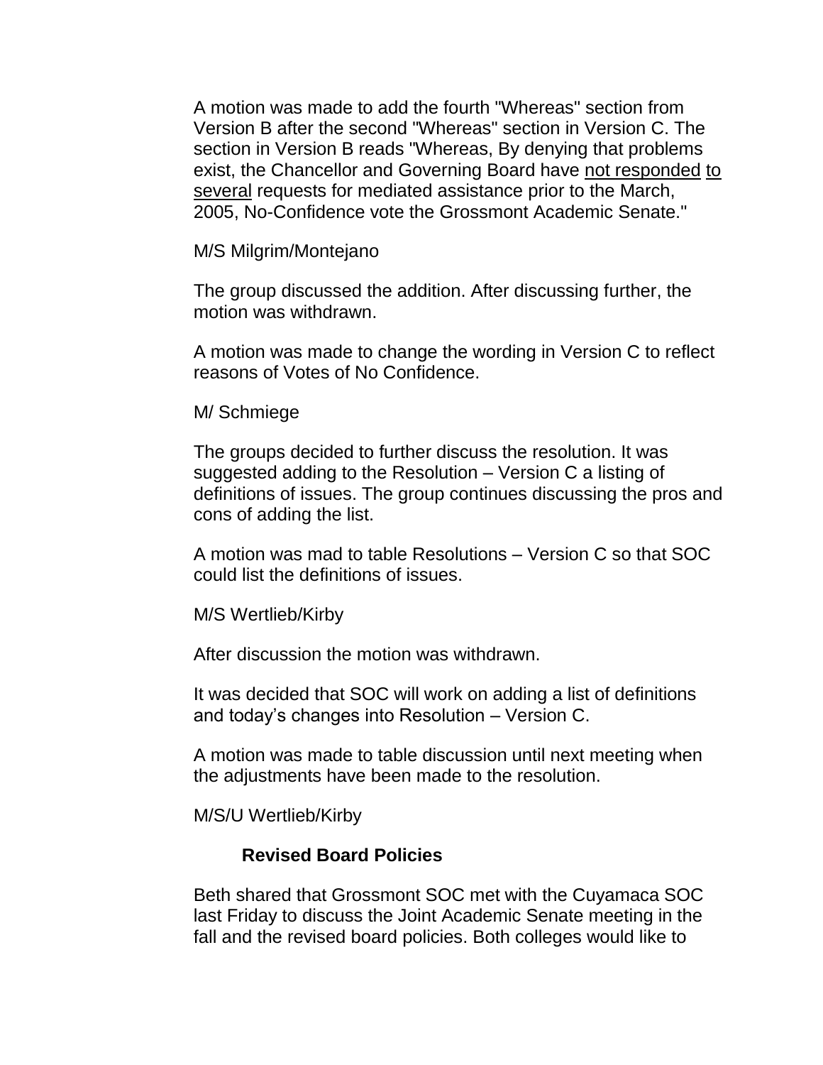A motion was made to add the fourth "Whereas" section from Version B after the second "Whereas" section in Version C. The section in Version B reads "Whereas, By denying that problems exist, the Chancellor and Governing Board have <u>not responded</u> <u>to several</u> requests for mediated assistance prior to the March, 2005, No-Confidence vote the Grossmont Academic Senate."

M/S Milgrim/Montejano

The group discussed the addition. After discussing further, the motion was withdrawn.

A motion was made to change the wording in Version C to reflect reasons of Votes of No Confidence.

M/ Schmiege

The groups decided to further discuss the resolution. It was suggested adding to the Resolution – Version C a listing of definitions of issues. The group continues discussing the pros and cons of adding the list.

A motion was mad to table Resolutions – Version C so that SOC could list the definitions of issues.

M/S Wertlieb/Kirby

After discussion the motion was withdrawn.

It was decided that SOC will work on adding a list of definitions and today's changes into Resolution – Version C.

A motion was made to table discussion until next meeting when the adjustments have been made to the resolution.

M/S/U Wertlieb/Kirby

**Revised Board Policies**

Beth shared that Grossmont SOC met with the Cuyamaca SOC last Friday to discuss the Joint Academic Senate meeting in the fall and the revised board policies. Both colleges would like to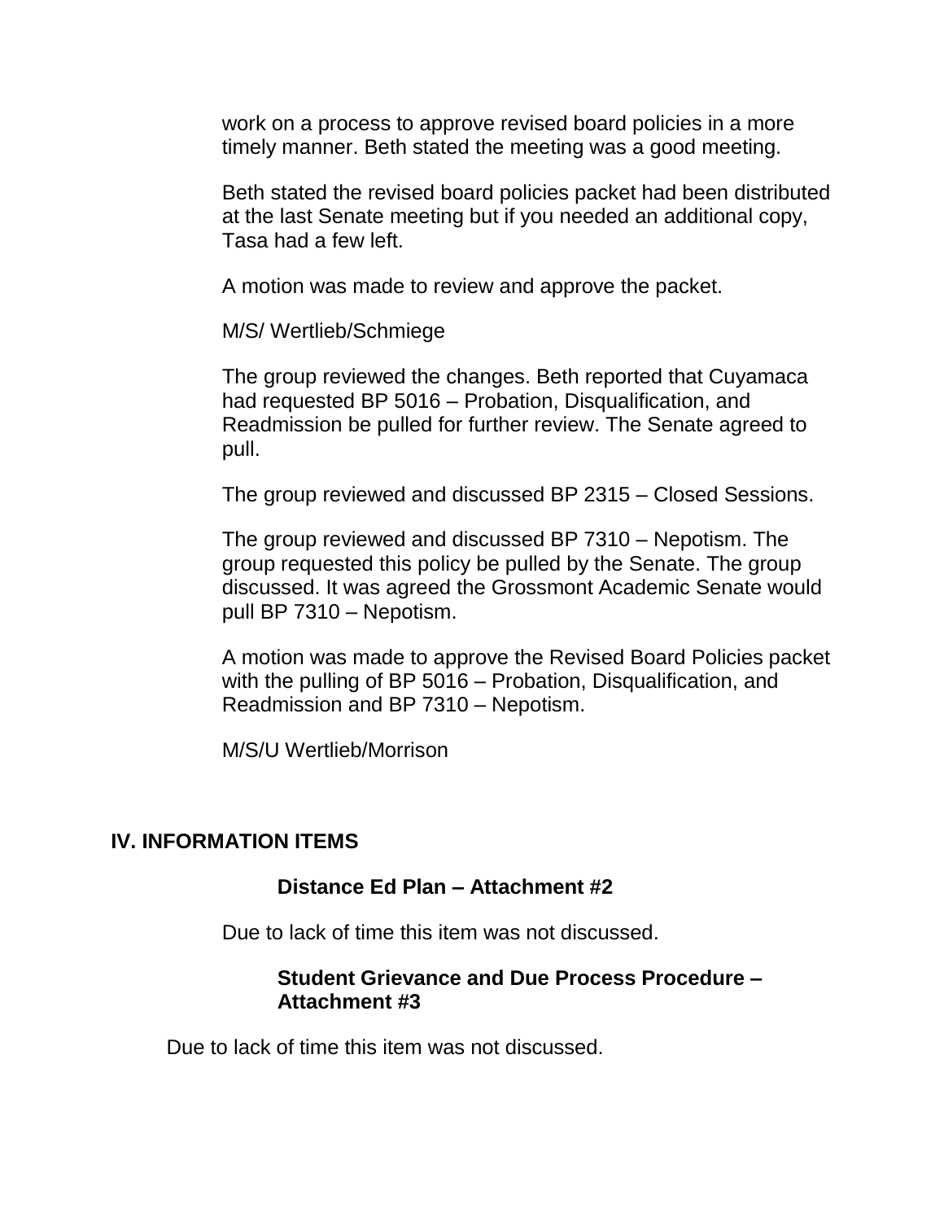work on a process to approve revised board policies in a more timely manner. Beth stated the meeting was a good meeting.

Beth stated the revised board policies packet had been distributed at the last Senate meeting but if you needed an additional copy, Tasa had a few left.

A motion was made to review and approve the packet.

M/S/ Wertlieb/Schmiege

The group reviewed the changes. Beth reported that Cuyamaca had requested BP 5016 – Probation, Disqualification, and Readmission be pulled for further review. The Senate agreed to pull.

The group reviewed and discussed BP 2315 – Closed Sessions.

The group reviewed and discussed BP 7310 – Nepotism. The group requested this policy be pulled by the Senate. The group discussed. It was agreed the Grossmont Academic Senate would pull BP 7310 – Nepotism.

A motion was made to approve the Revised Board Policies packet with the pulling of BP 5016 – Probation, Disqualification, and Readmission and BP 7310 – Nepotism.

M/S/U Wertlieb/Morrison

## IV. INFORMATION ITEMS

**Distance Ed Plan – Attachment #2**

Due to lack of time this item was not discussed.

**Student Grievance and Due Process Procedure – Attachment #3**

Due to lack of time this item was not discussed.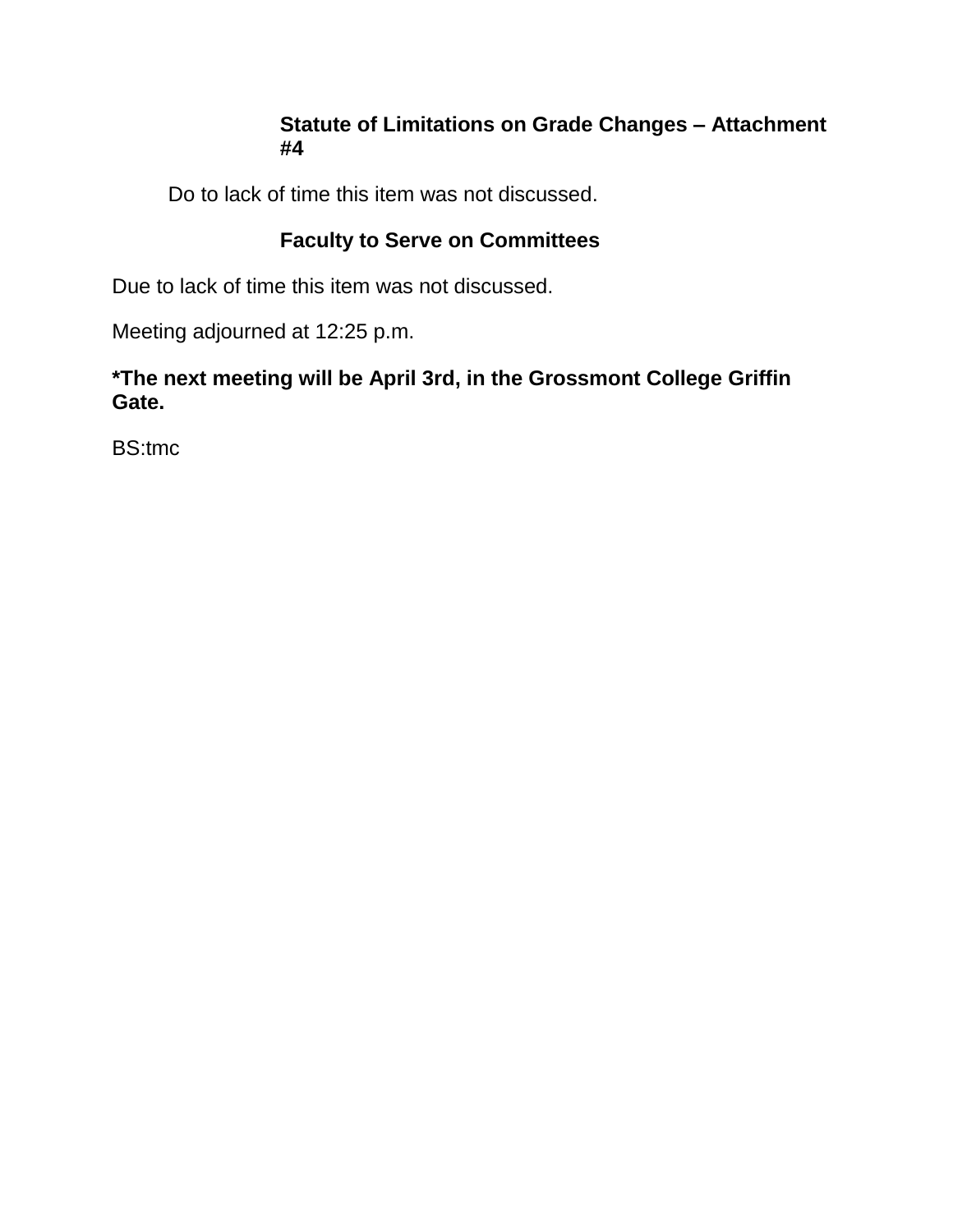**Statute of Limitations on Grade Changes – Attachment #4**

Do to lack of time this item was not discussed.

**Faculty to Serve on Committees**

Due to lack of time this item was not discussed.

Meeting adjourned at 12:25 p.m.

***The next meeting will be April 3rd, in the Grossmont College Griffin Gate.**

BS:tmc